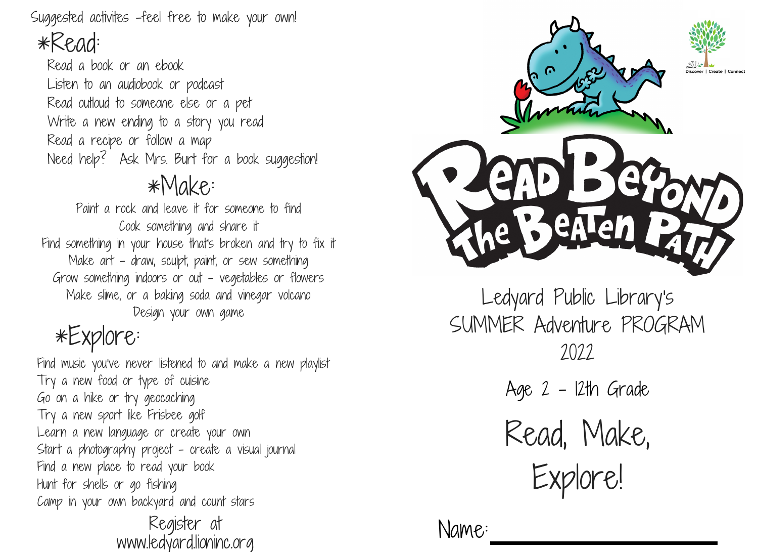Suggested activites -feel free to make your own!

## *Read:

Read a book or an ebook
Listen to an audiobook or podcast
Read outloud to someone else or a pet
Write a new ending to a story you read
Read a recipe or follow a map
Need help? Ask Mrs. Burt for a book suggestion!

## *Make:

Paint a rock and leave it for someone to find
Cook something and share it
Find something in your house that's broken and try to fix it
Make art - draw, sculpt, paint, or sew something
Grow something indoors or out - vegetables or flowers
Make slime, or a baking soda and vinegar volcano
Design your own game

## *Explore:

Find music you've never listened to and make a new playlist
Try a new food or type of cuisine
Go on a hike or try geocaching
Try a new sport like Frisbee golf
Learn a new language or create your own
Start a photography project - create a visual journal
Find a new place to read your book
Hunt for shells or go fishing
Camp in your own backyard and count stars

Register at
www.ledyard.lioninc.org

Discover | Create | Connect

# Read Beyond The Beaten Path

Ledyard Public Library's
SUMMER Adventure PROGRAM
2022

Age 2 - 12th Grade

## Read, Make, Explore!

Name: ____________________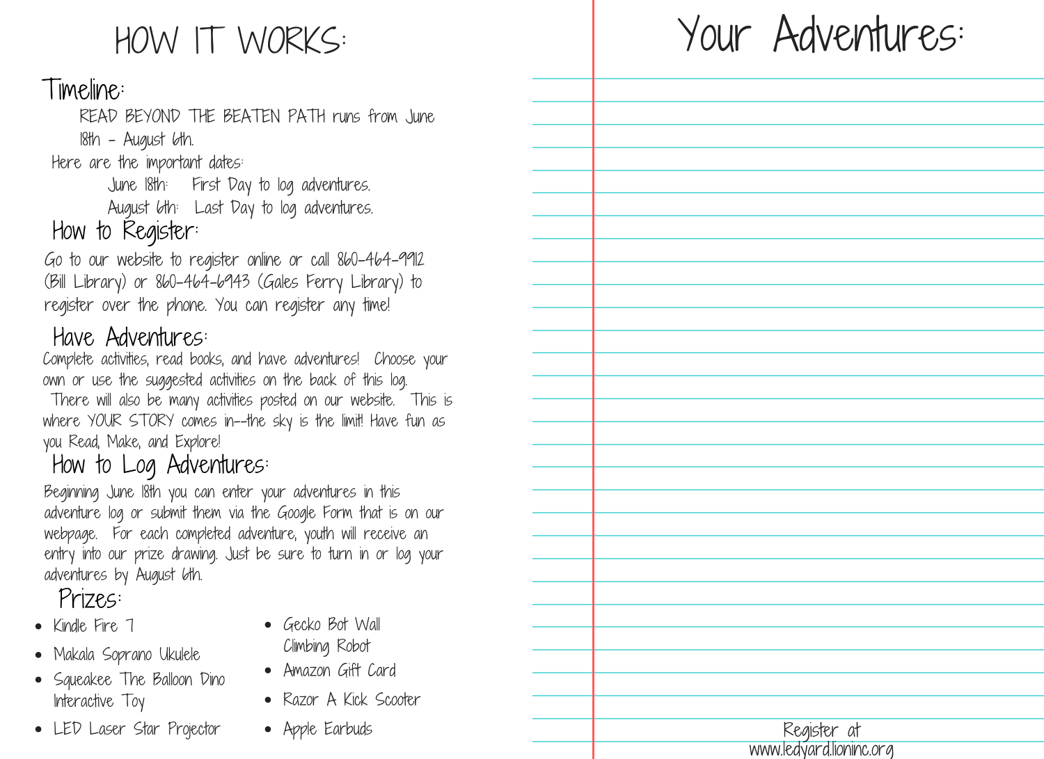# HOW IT WORKS:

## Timeline:

READ BEYOND THE BEATEN PATH runs from June 18th - August 6th.

Here are the important dates:

June 18th: First Day to log adventures.

August 6th: Last Day to log adventures.

## How to Register:

Go to our website to register online or call 860-464-9912 (Bill Library) or 860-464-6943 (Gales Ferry Library) to register over the phone. You can register any time!

## Have Adventures:

Complete activities, read books, and have adventures! Choose your own or use the suggested activities on the back of this log. There will also be many activities posted on our website. This is where YOUR STORY comes in--the sky is the limit! Have fun as you Read, Make, and Explore!

## How to Log Adventures:

Beginning June 18th you can enter your adventures in this adventure log or submit them via the Google Form that is on our webpage. For each completed adventure, youth will receive an entry into our prize drawing. Just be sure to turn in or log your adventures by August 6th.

## Prizes:

- Kindle Fire 7
- Makala Soprano Ukulele
- Squeakee The Balloon Dino Interactive Toy
- LED Laser Star Projector
- Gecko Bot Wall Climbing Robot
- Amazon Gift Card
- Razor A Kick Scooter
- Apple Earbuds

# Your Adventures:

Register at
www.ledyard.lioninc.org